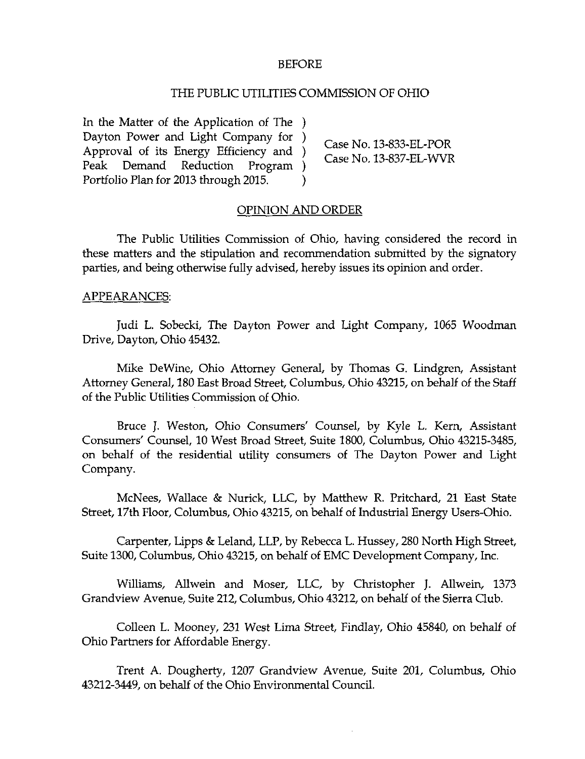BEFORE

THE PUBLIC UTILITIES COMMISSION OF OHIO

| | |
|---|---|
| In the Matter of the Application of The Dayton Power and Light Company for Approval of its Energy Efficiency and Peak Demand Reduction Program Portfolio Plan for 2013 through 2015. | Case No. 13-833-EL-POR<br>Case No. 13-837-EL-WVR |

OPINION AND ORDER

The Public Utilities Commission of Ohio, having considered the record in these matters and the stipulation and recommendation submitted by the signatory parties, and being otherwise fully advised, hereby issues its opinion and order.

APPEARANCES:

Judi L. Sobecki, The Dayton Power and Light Company, 1065 Woodman Drive, Dayton, Ohio 45432.

Mike DeWine, Ohio Attorney General, by Thomas G. Lindgren, Assistant Attorney General, 180 East Broad Street, Columbus, Ohio 43215, on behalf of the Staff of the Public Utilities Commission of Ohio.

Bruce J. Weston, Ohio Consumers' Counsel, by Kyle L. Kern, Assistant Consumers' Counsel, 10 West Broad Street, Suite 1800, Columbus, Ohio 43215-3485, on behalf of the residential utility consumers of The Dayton Power and Light Company.

McNees, Wallace & Nurick, LLC, by Matthew R. Pritchard, 21 East State Street, 17th Floor, Columbus, Ohio 43215, on behalf of Industrial Energy Users-Ohio.

Carpenter, Lipps & Leland, LLP, by Rebecca L. Hussey, 280 North High Street, Suite 1300, Columbus, Ohio 43215, on behalf of EMC Development Company, Inc.

Williams, Allwein and Moser, LLC, by Christopher J. Allwein, 1373 Grandview Avenue, Suite 212, Columbus, Ohio 43212, on behalf of the Sierra Club.

Colleen L. Mooney, 231 West Lima Street, Findlay, Ohio 45840, on behalf of Ohio Partners for Affordable Energy.

Trent A. Dougherty, 1207 Grandview Avenue, Suite 201, Columbus, Ohio 43212-3449, on behalf of the Ohio Environmental Council.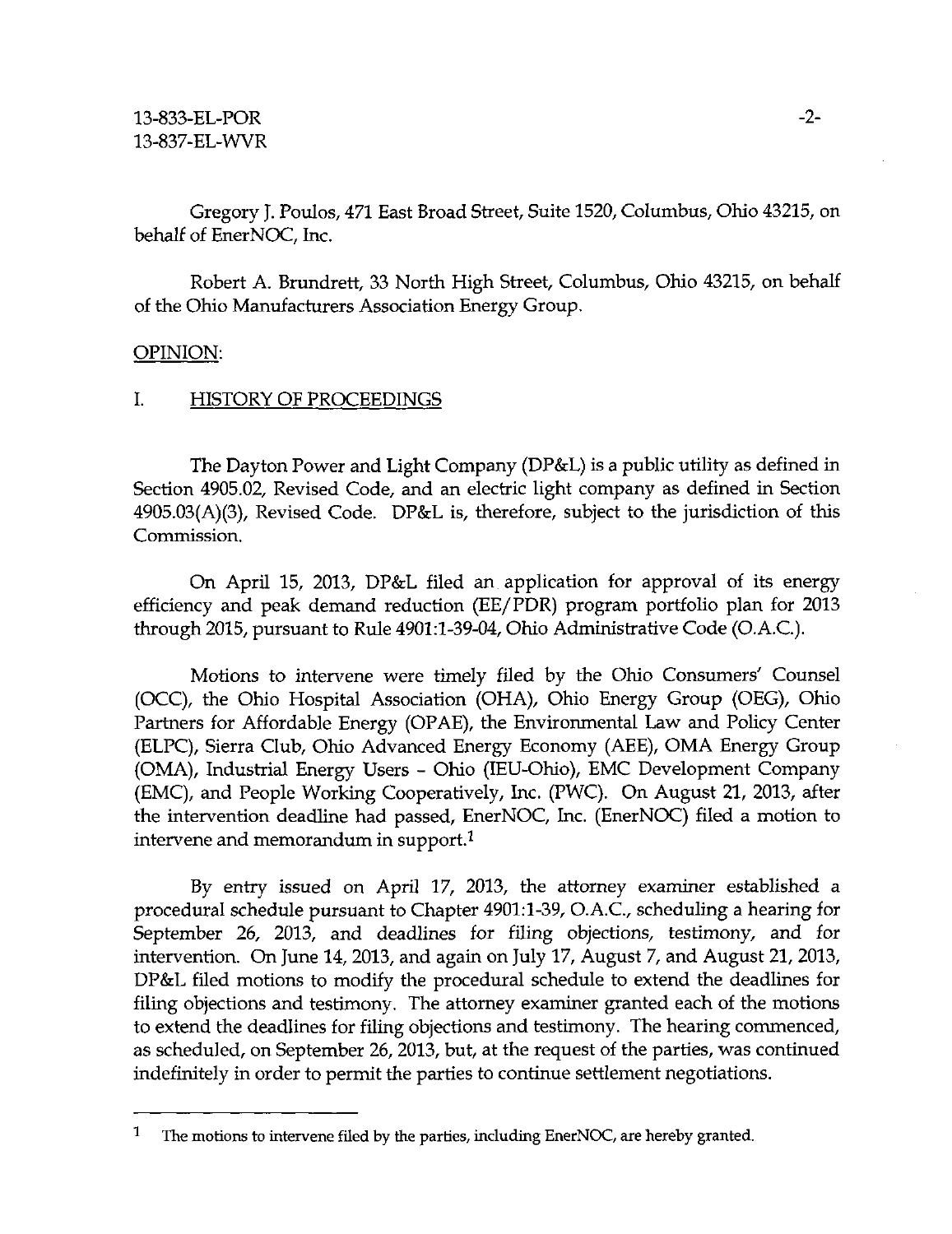Gregory J. Poulos, 471 East Broad Street, Suite 1520, Columbus, Ohio 43215, on behalf of EnerNOC, Inc.

Robert A. Brundrett, 33 North High Street, Columbus, Ohio 43215, on behalf of the Ohio Manufacturers Association Energy Group.

## OPINION:

### I. HISTORY OF PROCEEDINGS

The Dayton Power and Light Company (DP&L) is a public utility as defined in Section 4905.02, Revised Code, and an electric light company as defined in Section 4905.03(A)(3), Revised Code. DP&L is, therefore, subject to the jurisdiction of this Commission.

On April 15, 2013, DP&L filed an application for approval of its energy efficiency and peak demand reduction (EE/PDR) program portfolio plan for 2013 through 2015, pursuant to Rule 4901:1-39-04, Ohio Administrative Code (O.A.C.).

Motions to intervene were timely filed by the Ohio Consumers' Counsel (OCC), the Ohio Hospital Association (OHA), Ohio Energy Group (OEG), Ohio Partners for Affordable Energy (OPAE), the Environmental Law and Policy Center (ELPC), Sierra Club, Ohio Advanced Energy Economy (AEE), OMA Energy Group (OMA), Industrial Energy Users - Ohio (IEU-Ohio), EMC Development Company (EMC), and People Working Cooperatively, Inc. (PWC). On August 21, 2013, after the intervention deadline had passed, EnerNOC, Inc. (EnerNOC) filed a motion to intervene and memorandum in support.[1]

By entry issued on April 17, 2013, the attorney examiner established a procedural schedule pursuant to Chapter 4901:1-39, O.A.C., scheduling a hearing for September 26, 2013, and deadlines for filing objections, testimony, and for intervention. On June 14, 2013, and again on July 17, August 7, and August 21, 2013, DP&L filed motions to modify the procedural schedule to extend the deadlines for filing objections and testimony. The attorney examiner granted each of the motions to extend the deadlines for filing objections and testimony. The hearing commenced, as scheduled, on September 26, 2013, but, at the request of the parties, was continued indefinitely in order to permit the parties to continue settlement negotiations.

[1] The motions to intervene filed by the parties, including EnerNOC, are hereby granted.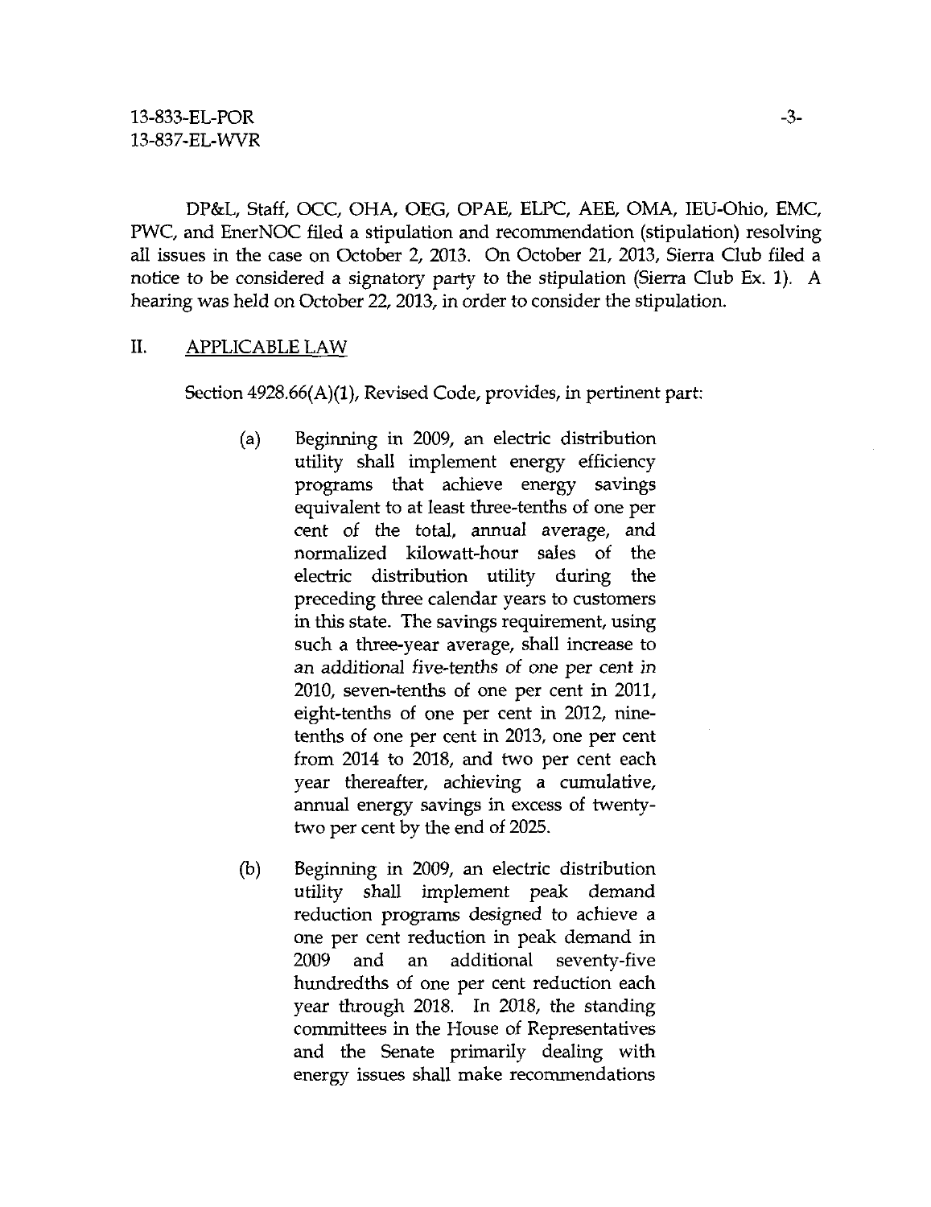DP&L, Staff, OCC, OHA, OEG, OPAE, ELPC, AEE, OMA, IEU-Ohio, EMC, PWC, and EnerNOC filed a stipulation and recommendation (stipulation) resolving all issues in the case on October 2, 2013. On October 21, 2013, Sierra Club filed a notice to be considered a signatory party to the stipulation (Sierra Club Ex. 1). A hearing was held on October 22, 2013, in order to consider the stipulation.

## II. APPLICABLE LAW

Section 4928.66(A)(1), Revised Code, provides, in pertinent part:

> (a) Beginning in 2009, an electric distribution utility shall implement energy efficiency programs that achieve energy savings equivalent to at least three-tenths of one per cent of the total, annual average, and normalized kilowatt-hour sales of the electric distribution utility during the preceding three calendar years to customers in this state. The savings requirement, using such a three-year average, shall increase to an additional five-tenths of one per cent in 2010, seven-tenths of one per cent in 2011, eight-tenths of one per cent in 2012, nine-tenths of one per cent in 2013, one per cent from 2014 to 2018, and two per cent each year thereafter, achieving a cumulative, annual energy savings in excess of twenty-two per cent by the end of 2025.
>
> (b) Beginning in 2009, an electric distribution utility shall implement peak demand reduction programs designed to achieve a one per cent reduction in peak demand in 2009 and an additional seventy-five hundredths of one per cent reduction each year through 2018. In 2018, the standing committees in the House of Representatives and the Senate primarily dealing with energy issues shall make recommendations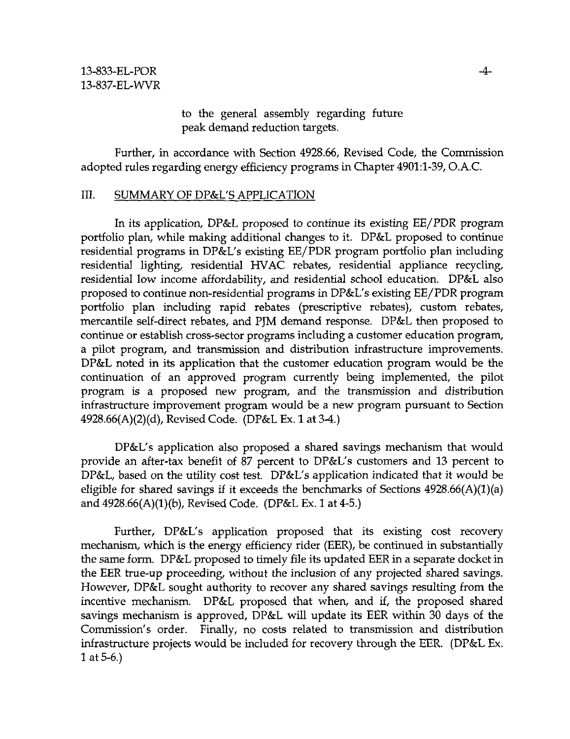to the general assembly regarding future peak demand reduction targets.

Further, in accordance with Section 4928.66, Revised Code, the Commission adopted rules regarding energy efficiency programs in Chapter 4901:1-39, O.A.C.

## III. SUMMARY OF DP&L'S APPLICATION

In its application, DP&L proposed to continue its existing EE/PDR program portfolio plan, while making additional changes to it. DP&L proposed to continue residential programs in DP&L's existing EE/PDR program portfolio plan including residential lighting, residential HVAC rebates, residential appliance recycling, residential low income affordability, and residential school education. DP&L also proposed to continue non-residential programs in DP&L's existing EE/PDR program portfolio plan including rapid rebates (prescriptive rebates), custom rebates, mercantile self-direct rebates, and PJM demand response. DP&L then proposed to continue or establish cross-sector programs including a customer education program, a pilot program, and transmission and distribution infrastructure improvements. DP&L noted in its application that the customer education program would be the continuation of an approved program currently being implemented, the pilot program is a proposed new program, and the transmission and distribution infrastructure improvement program would be a new program pursuant to Section 4928.66(A)(2)(d), Revised Code. (DP&L Ex. 1 at 3-4.)

DP&L's application also proposed a shared savings mechanism that would provide an after-tax benefit of 87 percent to DP&L's customers and 13 percent to DP&L, based on the utility cost test. DP&L's application indicated that it would be eligible for shared savings if it exceeds the benchmarks of Sections 4928.66(A)(1)(a) and 4928.66(A)(1)(b), Revised Code. (DP&L Ex. 1 at 4-5.)

Further, DP&L's application proposed that its existing cost recovery mechanism, which is the energy efficiency rider (EER), be continued in substantially the same form. DP&L proposed to timely file its updated EER in a separate docket in the EER true-up proceeding, without the inclusion of any projected shared savings. However, DP&L sought authority to recover any shared savings resulting from the incentive mechanism. DP&L proposed that when, and if, the proposed shared savings mechanism is approved, DP&L will update its EER within 30 days of the Commission's order. Finally, no costs related to transmission and distribution infrastructure projects would be included for recovery through the EER. (DP&L Ex. 1 at 5-6.)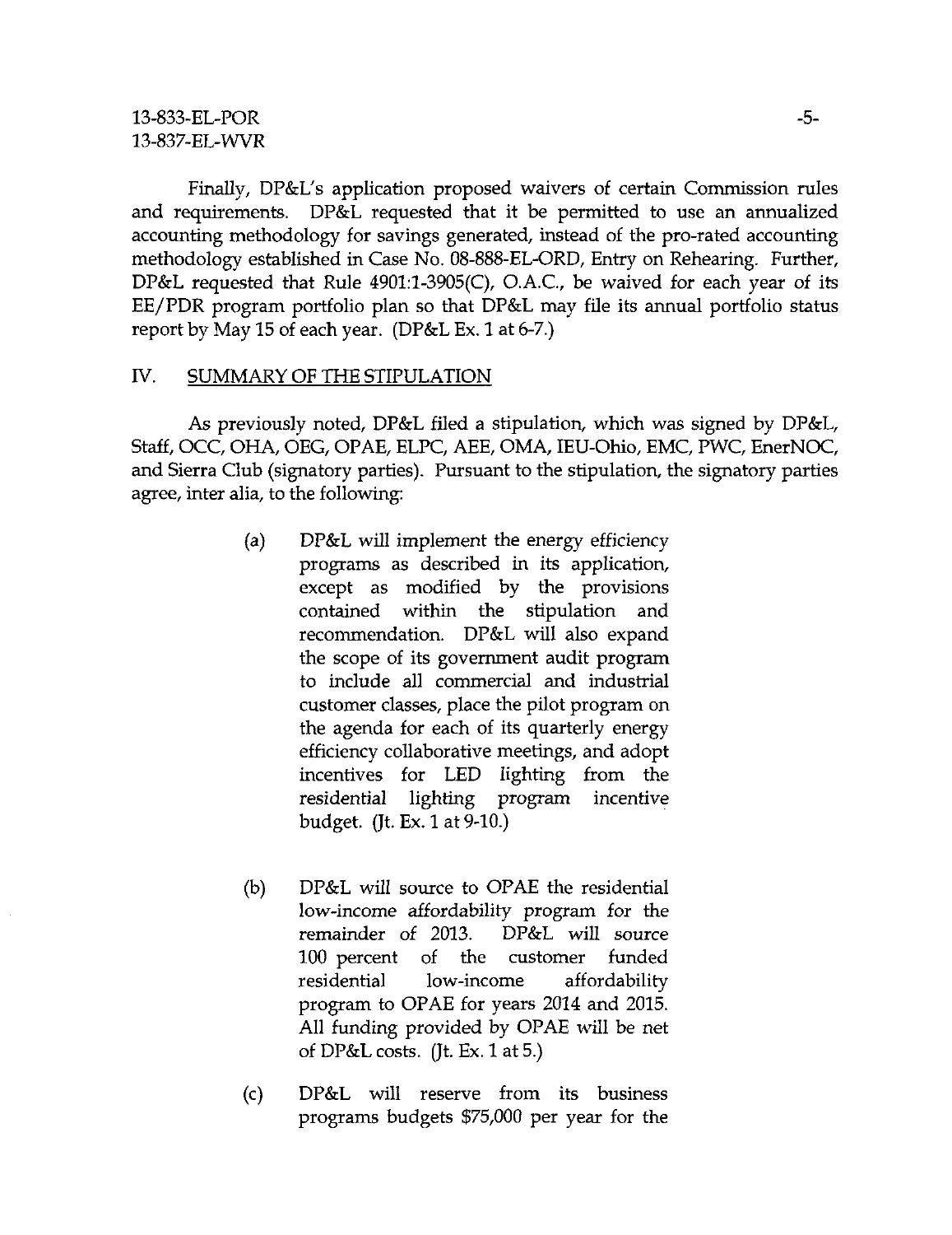Finally, DP&L's application proposed waivers of certain Commission rules and requirements. DP&L requested that it be permitted to use an annualized accounting methodology for savings generated, instead of the pro-rated accounting methodology established in Case No. 08-888-EL-ORD, Entry on Rehearing. Further, DP&L requested that Rule 4901:1-3905(C), O.A.C., be waived for each year of its EE/PDR program portfolio plan so that DP&L may file its annual portfolio status report by May 15 of each year. (DP&L Ex. 1 at 6-7.)

## IV. SUMMARY OF THE STIPULATION

As previously noted, DP&L filed a stipulation, which was signed by DP&L, Staff, OCC, OHA, OEG, OPAE, ELPC, AEE, OMA, IEU-Ohio, EMC, PWC, EnerNOC, and Sierra Club (signatory parties). Pursuant to the stipulation, the signatory parties agree, inter alia, to the following:

(a) DP&L will implement the energy efficiency programs as described in its application, except as modified by the provisions contained within the stipulation and recommendation. DP&L will also expand the scope of its government audit program to include all commercial and industrial customer classes, place the pilot program on the agenda for each of its quarterly energy efficiency collaborative meetings, and adopt incentives for LED lighting from the residential lighting program incentive budget. (Jt. Ex. 1 at 9-10.)

(b) DP&L will source to OPAE the residential low-income affordability program for the remainder of 2013. DP&L will source 100 percent of the customer funded residential low-income affordability program to OPAE for years 2014 and 2015. All funding provided by OPAE will be net of DP&L costs. (Jt. Ex. 1 at 5.)

(c) DP&L will reserve from its business programs budgets $75,000 per year for the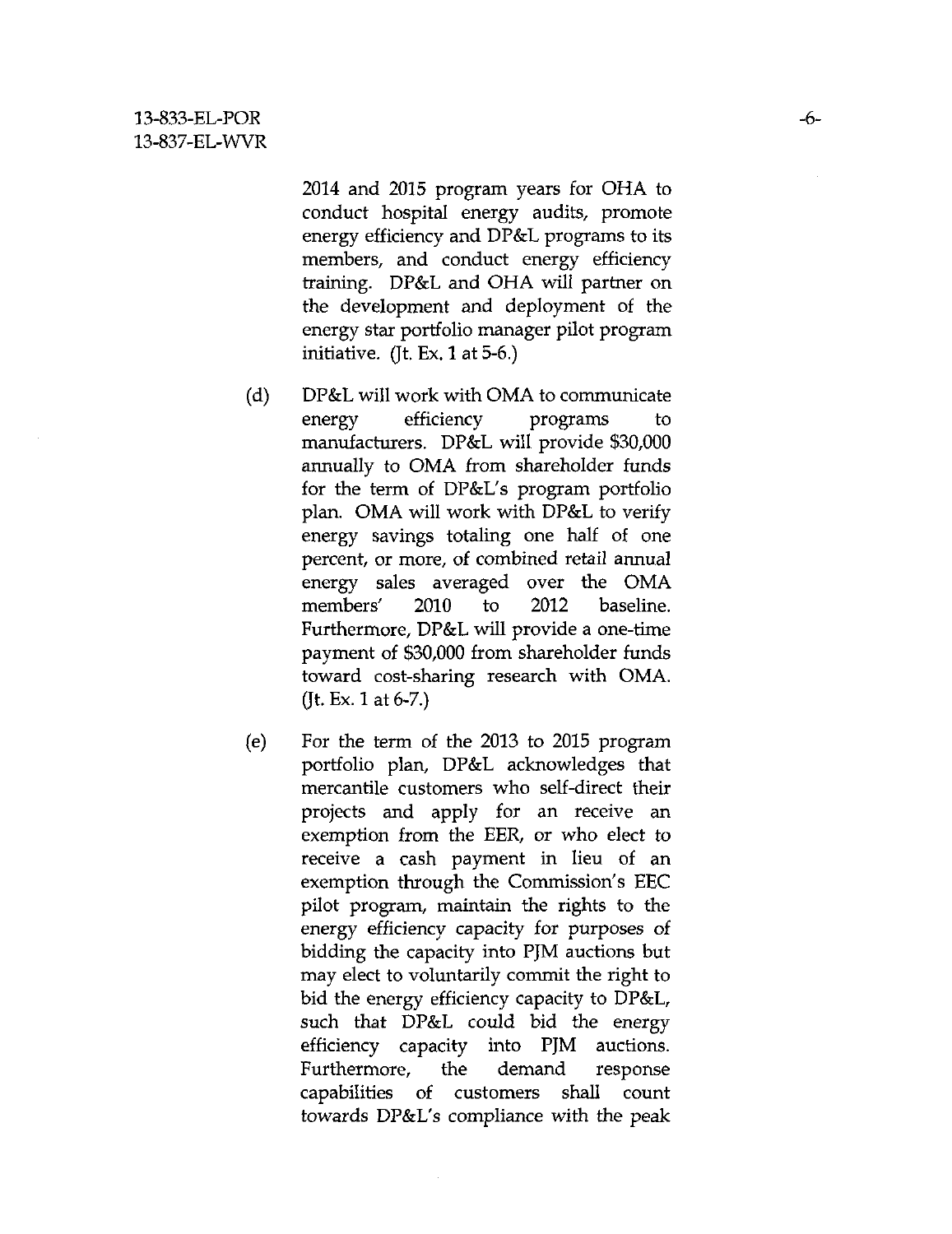2014 and 2015 program years for OHA to conduct hospital energy audits, promote energy efficiency and DP&L programs to its members, and conduct energy efficiency training. DP&L and OHA will partner on the development and deployment of the energy star portfolio manager pilot program initiative. (Jt. Ex. 1 at 5-6.)

(d) DP&L will work with OMA to communicate energy efficiency programs to manufacturers. DP&L will provide $30,000 annually to OMA from shareholder funds for the term of DP&L's program portfolio plan. OMA will work with DP&L to verify energy savings totaling one half of one percent, or more, of combined retail annual energy sales averaged over the OMA members' 2010 to 2012 baseline. Furthermore, DP&L will provide a one-time payment of $30,000 from shareholder funds toward cost-sharing research with OMA. (Jt. Ex. 1 at 6-7.)

(e) For the term of the 2013 to 2015 program portfolio plan, DP&L acknowledges that mercantile customers who self-direct their projects and apply for an receive an exemption from the EER, or who elect to receive a cash payment in lieu of an exemption through the Commission's EEC pilot program, maintain the rights to the energy efficiency capacity for purposes of bidding the capacity into PJM auctions but may elect to voluntarily commit the right to bid the energy efficiency capacity to DP&L, such that DP&L could bid the energy efficiency capacity into PJM auctions. Furthermore, the demand response capabilities of customers shall count towards DP&L's compliance with the peak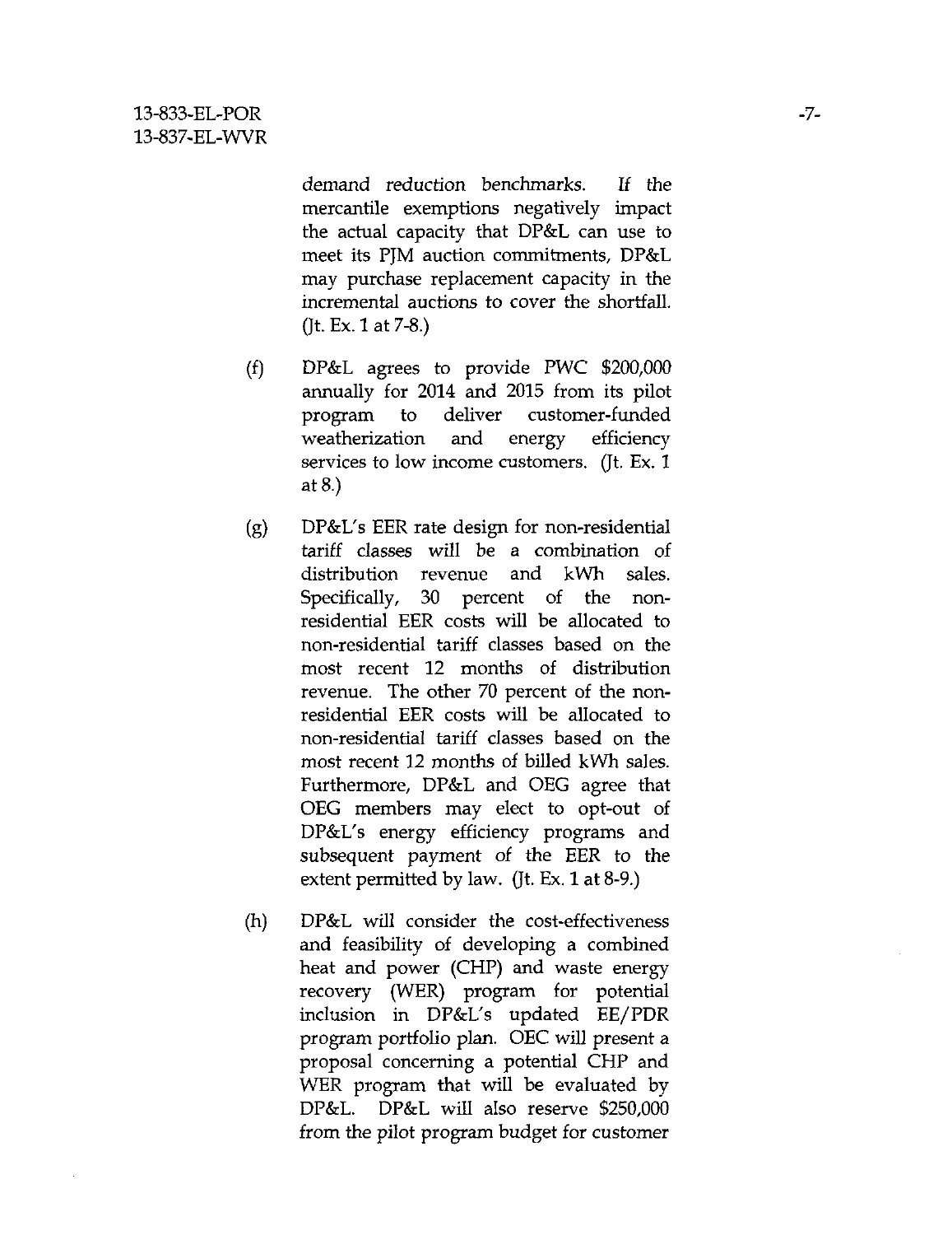demand reduction benchmarks. If the mercantile exemptions negatively impact the actual capacity that DP&L can use to meet its PJM auction commitments, DP&L may purchase replacement capacity in the incremental auctions to cover the shortfall. (Jt. Ex. 1 at 7-8.)

(f) DP&L agrees to provide PWC $200,000 annually for 2014 and 2015 from its pilot program to deliver customer-funded weatherization and energy efficiency services to low income customers. (Jt. Ex. 1 at 8.)

(g) DP&L's EER rate design for non-residential tariff classes will be a combination of distribution revenue and kWh sales. Specifically, 30 percent of the non-residential EER costs will be allocated to non-residential tariff classes based on the most recent 12 months of distribution revenue. The other 70 percent of the non-residential EER costs will be allocated to non-residential tariff classes based on the most recent 12 months of billed kWh sales. Furthermore, DP&L and OEG agree that OEG members may elect to opt-out of DP&L's energy efficiency programs and subsequent payment of the EER to the extent permitted by law. (Jt. Ex. 1 at 8-9.)

(h) DP&L will consider the cost-effectiveness and feasibility of developing a combined heat and power (CHP) and waste energy recovery (WER) program for potential inclusion in DP&L's updated EE/PDR program portfolio plan. OEC will present a proposal concerning a potential CHP and WER program that will be evaluated by DP&L. DP&L will also reserve $250,000 from the pilot program budget for customer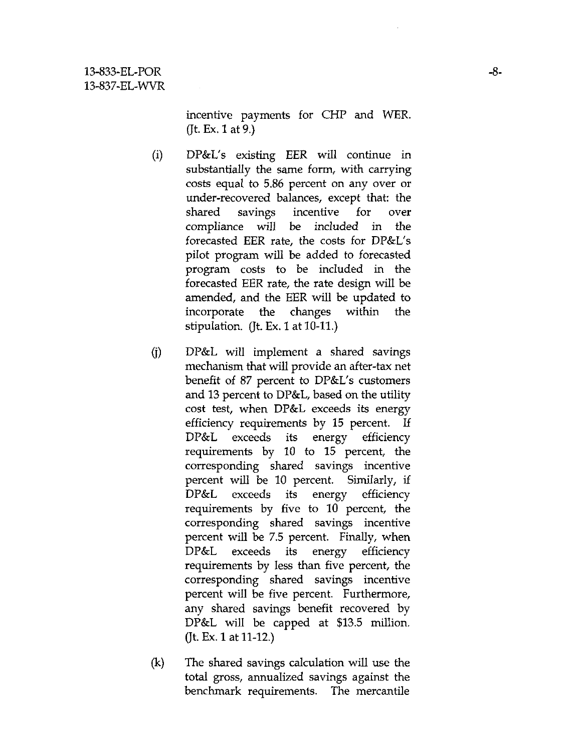incentive payments for CHP and WER. (Jt. Ex. 1 at 9.)

(i) DP&L's existing EER will continue in substantially the same form, with carrying costs equal to 5.86 percent on any over or under-recovered balances, except that: the shared savings incentive for over compliance will be included in the forecasted EER rate, the costs for DP&L's pilot program will be added to forecasted program costs to be included in the forecasted EER rate, the rate design will be amended, and the EER will be updated to incorporate the changes within the stipulation. (Jt. Ex. 1 at 10-11.)

(j) DP&L will implement a shared savings mechanism that will provide an after-tax net benefit of 87 percent to DP&L's customers and 13 percent to DP&L, based on the utility cost test, when DP&L exceeds its energy efficiency requirements by 15 percent. If DP&L exceeds its energy efficiency requirements by 10 to 15 percent, the corresponding shared savings incentive percent will be 10 percent. Similarly, if DP&L exceeds its energy efficiency requirements by five to 10 percent, the corresponding shared savings incentive percent will be 7.5 percent. Finally, when DP&L exceeds its energy efficiency requirements by less than five percent, the corresponding shared savings incentive percent will be five percent. Furthermore, any shared savings benefit recovered by DP&L will be capped at $13.5 million. (Jt. Ex. 1 at 11-12.)

(k) The shared savings calculation will use the total gross, annualized savings against the benchmark requirements. The mercantile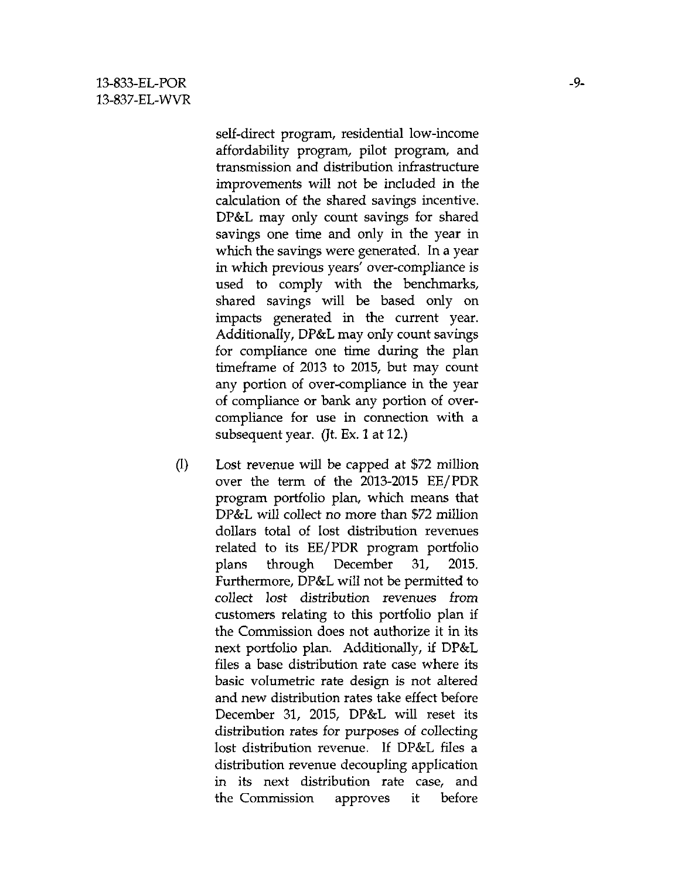self-direct program, residential low-income affordability program, pilot program, and transmission and distribution infrastructure improvements will not be included in the calculation of the shared savings incentive. DP&L may only count savings for shared savings one time and only in the year in which the savings were generated. In a year in which previous years' over-compliance is used to comply with the benchmarks, shared savings will be based only on impacts generated in the current year. Additionally, DP&L may only count savings for compliance one time during the plan timeframe of 2013 to 2015, but may count any portion of over-compliance in the year of compliance or bank any portion of over-compliance for use in connection with a subsequent year. (Jt. Ex. 1 at 12.)

(l) Lost revenue will be capped at $72 million over the term of the 2013-2015 EE/PDR program portfolio plan, which means that DP&L will collect no more than $72 million dollars total of lost distribution revenues related to its EE/PDR program portfolio plans through December 31, 2015. Furthermore, DP&L will not be permitted to collect lost distribution revenues from customers relating to this portfolio plan if the Commission does not authorize it in its next portfolio plan. Additionally, if DP&L files a base distribution rate case where its basic volumetric rate design is not altered and new distribution rates take effect before December 31, 2015, DP&L will reset its distribution rates for purposes of collecting lost distribution revenue. If DP&L files a distribution revenue decoupling application in its next distribution rate case, and the Commission approves it before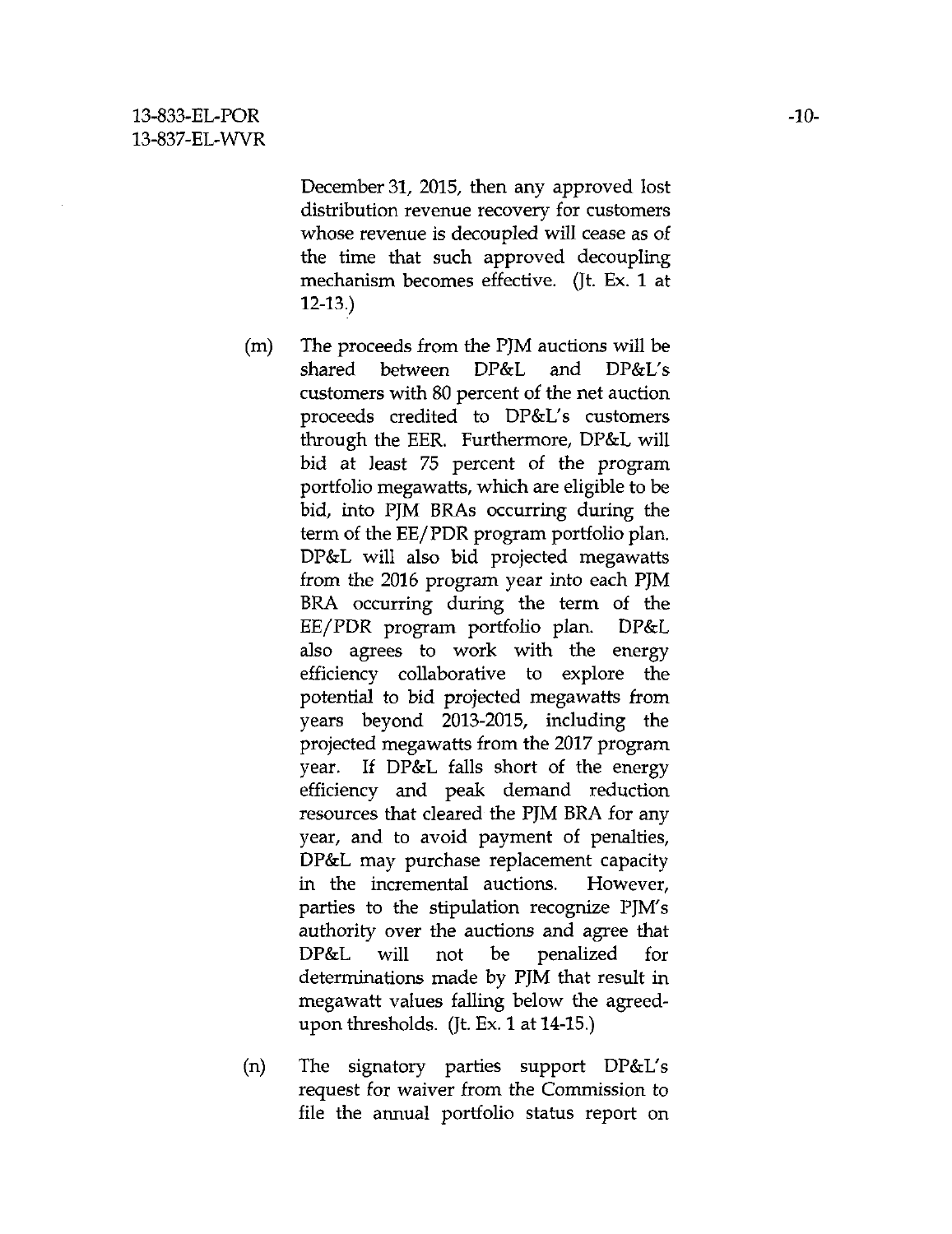December 31, 2015, then any approved lost distribution revenue recovery for customers whose revenue is decoupled will cease as of the time that such approved decoupling mechanism becomes effective. (Jt. Ex. 1 at 12-13.)

(m) The proceeds from the PJM auctions will be shared between DP&L and DP&L's customers with 80 percent of the net auction proceeds credited to DP&L's customers through the EER. Furthermore, DP&L will bid at least 75 percent of the program portfolio megawatts, which are eligible to be bid, into PJM BRAs occurring during the term of the EE/PDR program portfolio plan. DP&L will also bid projected megawatts from the 2016 program year into each PJM BRA occurring during the term of the EE/PDR program portfolio plan. DP&L also agrees to work with the energy efficiency collaborative to explore the potential to bid projected megawatts from years beyond 2013-2015, including the projected megawatts from the 2017 program year. If DP&L falls short of the energy efficiency and peak demand reduction resources that cleared the PJM BRA for any year, and to avoid payment of penalties, DP&L may purchase replacement capacity in the incremental auctions. However, parties to the stipulation recognize PJM's authority over the auctions and agree that DP&L will not be penalized for determinations made by PJM that result in megawatt values falling below the agreed-upon thresholds. (Jt. Ex. 1 at 14-15.)

(n) The signatory parties support DP&L's request for waiver from the Commission to file the annual portfolio status report on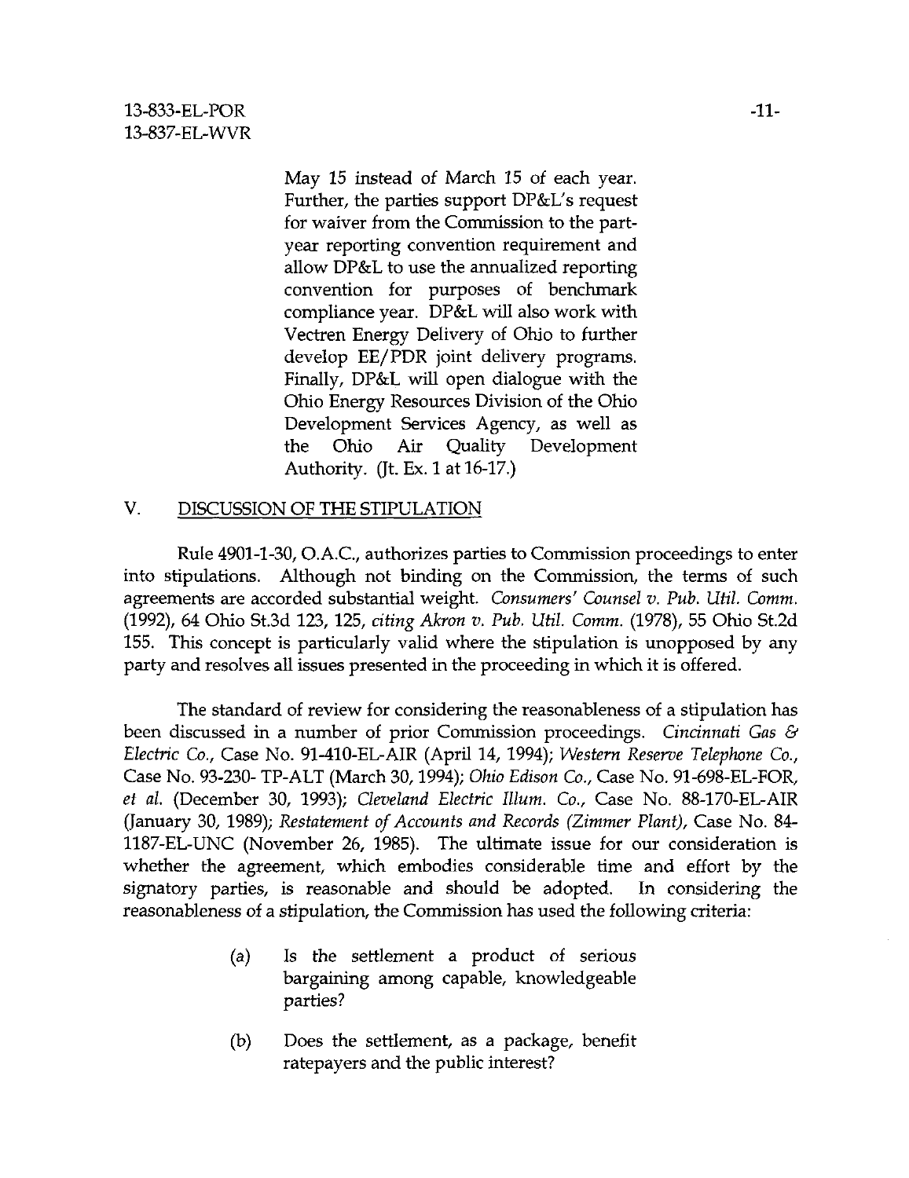> May 15 instead of March 15 of each year. Further, the parties support DP&L's request for waiver from the Commission to the part-year reporting convention requirement and allow DP&L to use the annualized reporting convention for purposes of benchmark compliance year. DP&L will also work with Vectren Energy Delivery of Ohio to further develop EE/PDR joint delivery programs. Finally, DP&L will open dialogue with the Ohio Energy Resources Division of the Ohio Development Services Agency, as well as the Ohio Air Quality Development Authority. (Jt. Ex. 1 at 16-17.)

## V. DISCUSSION OF THE STIPULATION

Rule 4901-1-30, O.A.C., authorizes parties to Commission proceedings to enter into stipulations. Although not binding on the Commission, the terms of such agreements are accorded substantial weight. *Consumers' Counsel v. Pub. Util. Comm.* (1992), 64 Ohio St.3d 123, 125, *citing Akron v. Pub. Util. Comm.* (1978), 55 Ohio St.2d 155. This concept is particularly valid where the stipulation is unopposed by any party and resolves all issues presented in the proceeding in which it is offered.

The standard of review for considering the reasonableness of a stipulation has been discussed in a number of prior Commission proceedings. *Cincinnati Gas & Electric Co.*, Case No. 91-410-EL-AIR (April 14, 1994); *Western Reserve Telephone Co.*, Case No. 93-230- TP-ALT (March 30, 1994); *Ohio Edison Co.*, Case No. 91-698-EL-FOR, *et al.* (December 30, 1993); *Cleveland Electric Illum. Co.*, Case No. 88-170-EL-AIR (January 30, 1989); *Restatement of Accounts and Records (Zimmer Plant)*, Case No. 84-1187-EL-UNC (November 26, 1985). The ultimate issue for our consideration is whether the agreement, which embodies considerable time and effort by the signatory parties, is reasonable and should be adopted. In considering the reasonableness of a stipulation, the Commission has used the following criteria:

(a) Is the settlement a product of serious bargaining among capable, knowledgeable parties?

(b) Does the settlement, as a package, benefit ratepayers and the public interest?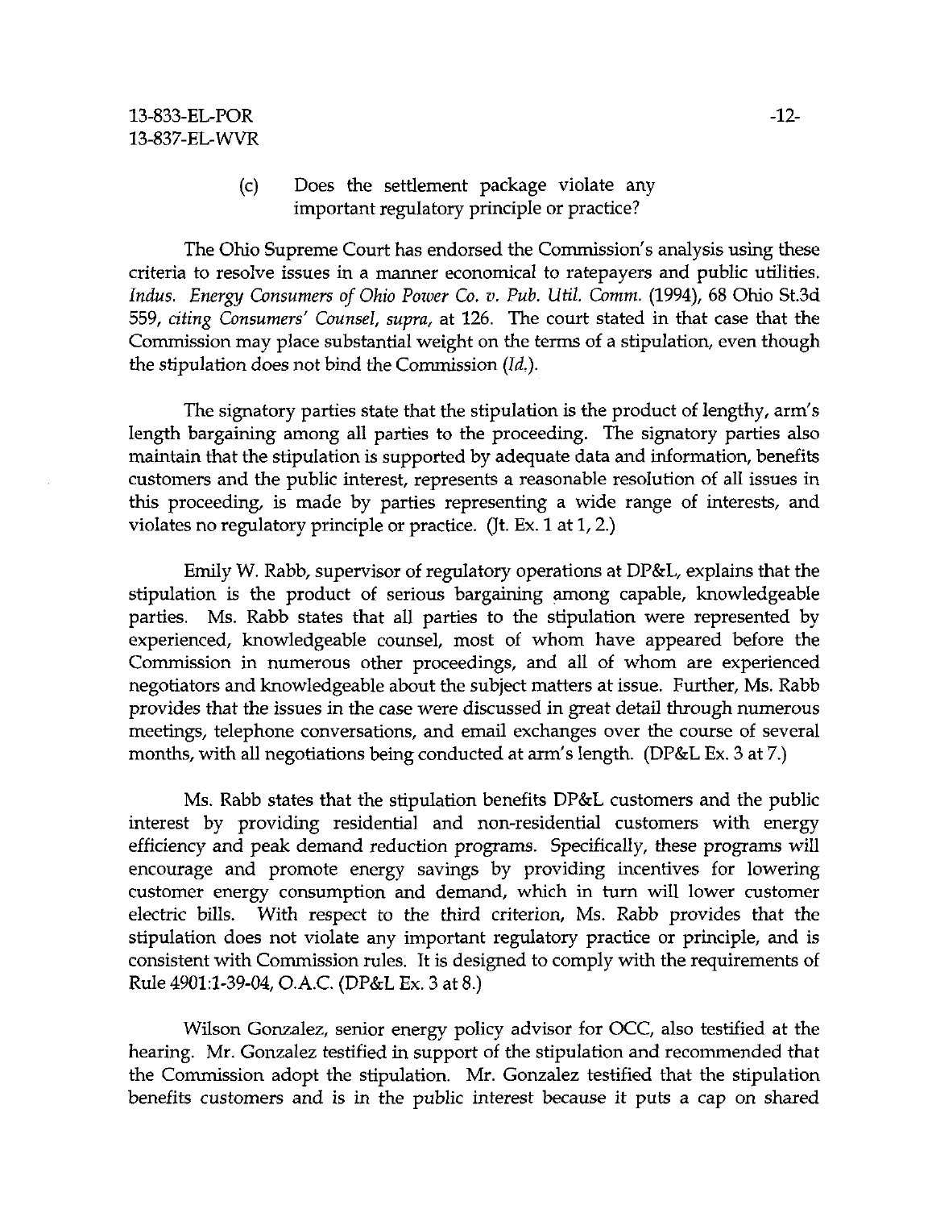(c) Does the settlement package violate any important regulatory principle or practice?

The Ohio Supreme Court has endorsed the Commission's analysis using these criteria to resolve issues in a manner economical to ratepayers and public utilities. *Indus. Energy Consumers of Ohio Power Co. v. Pub. Util. Comm.* (1994), 68 Ohio St.3d 559, *citing Consumers' Counsel, supra,* at 126. The court stated in that case that the Commission may place substantial weight on the terms of a stipulation, even though the stipulation does not bind the Commission (*Id.*).

The signatory parties state that the stipulation is the product of lengthy, arm's length bargaining among all parties to the proceeding. The signatory parties also maintain that the stipulation is supported by adequate data and information, benefits customers and the public interest, represents a reasonable resolution of all issues in this proceeding, is made by parties representing a wide range of interests, and violates no regulatory principle or practice. (Jt. Ex. 1 at 1, 2.)

Emily W. Rabb, supervisor of regulatory operations at DP&L, explains that the stipulation is the product of serious bargaining among capable, knowledgeable parties. Ms. Rabb states that all parties to the stipulation were represented by experienced, knowledgeable counsel, most of whom have appeared before the Commission in numerous other proceedings, and all of whom are experienced negotiators and knowledgeable about the subject matters at issue. Further, Ms. Rabb provides that the issues in the case were discussed in great detail through numerous meetings, telephone conversations, and email exchanges over the course of several months, with all negotiations being conducted at arm's length. (DP&L Ex. 3 at 7.)

Ms. Rabb states that the stipulation benefits DP&L customers and the public interest by providing residential and non-residential customers with energy efficiency and peak demand reduction programs. Specifically, these programs will encourage and promote energy savings by providing incentives for lowering customer energy consumption and demand, which in turn will lower customer electric bills. With respect to the third criterion, Ms. Rabb provides that the stipulation does not violate any important regulatory practice or principle, and is consistent with Commission rules. It is designed to comply with the requirements of Rule 4901:1-39-04, O.A.C. (DP&L Ex. 3 at 8.)

Wilson Gonzalez, senior energy policy advisor for OCC, also testified at the hearing. Mr. Gonzalez testified in support of the stipulation and recommended that the Commission adopt the stipulation. Mr. Gonzalez testified that the stipulation benefits customers and is in the public interest because it puts a cap on shared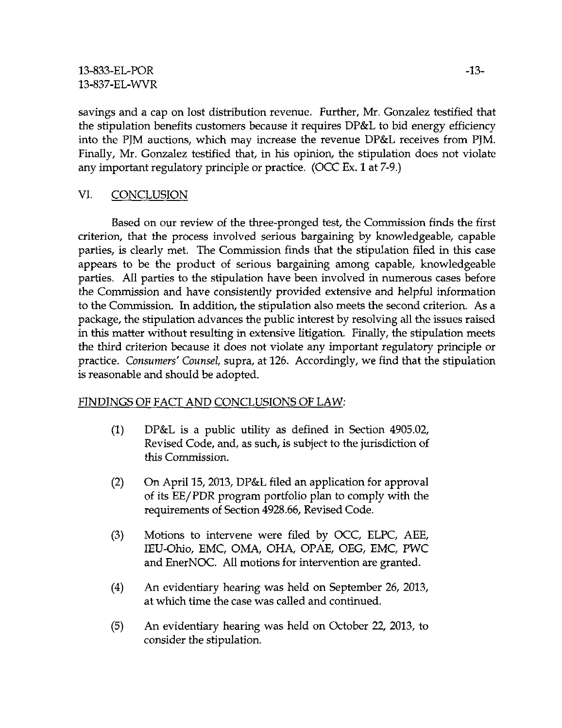savings and a cap on lost distribution revenue. Further, Mr. Gonzalez testified that the stipulation benefits customers because it requires DP&L to bid energy efficiency into the PJM auctions, which may increase the revenue DP&L receives from PJM. Finally, Mr. Gonzalez testified that, in his opinion, the stipulation does not violate any important regulatory principle or practice. (OCC Ex. 1 at 7-9.)

## VI. CONCLUSION

Based on our review of the three-pronged test, the Commission finds the first criterion, that the process involved serious bargaining by knowledgeable, capable parties, is clearly met. The Commission finds that the stipulation filed in this case appears to be the product of serious bargaining among capable, knowledgeable parties. All parties to the stipulation have been involved in numerous cases before the Commission and have consistently provided extensive and helpful information to the Commission. In addition, the stipulation also meets the second criterion. As a package, the stipulation advances the public interest by resolving all the issues raised in this matter without resulting in extensive litigation. Finally, the stipulation meets the third criterion because it does not violate any important regulatory principle or practice. *Consumers' Counsel*, supra, at 126. Accordingly, we find that the stipulation is reasonable and should be adopted.

## FINDINGS OF FACT AND CONCLUSIONS OF LAW:

(1) DP&L is a public utility as defined in Section 4905.02, Revised Code, and, as such, is subject to the jurisdiction of this Commission.

(2) On April 15, 2013, DP&L filed an application for approval of its EE/PDR program portfolio plan to comply with the requirements of Section 4928.66, Revised Code.

(3) Motions to intervene were filed by OCC, ELPC, AEE, IEU-Ohio, EMC, OMA, OHA, OPAE, OEG, EMC, PWC and EnerNOC. All motions for intervention are granted.

(4) An evidentiary hearing was held on September 26, 2013, at which time the case was called and continued.

(5) An evidentiary hearing was held on October 22, 2013, to consider the stipulation.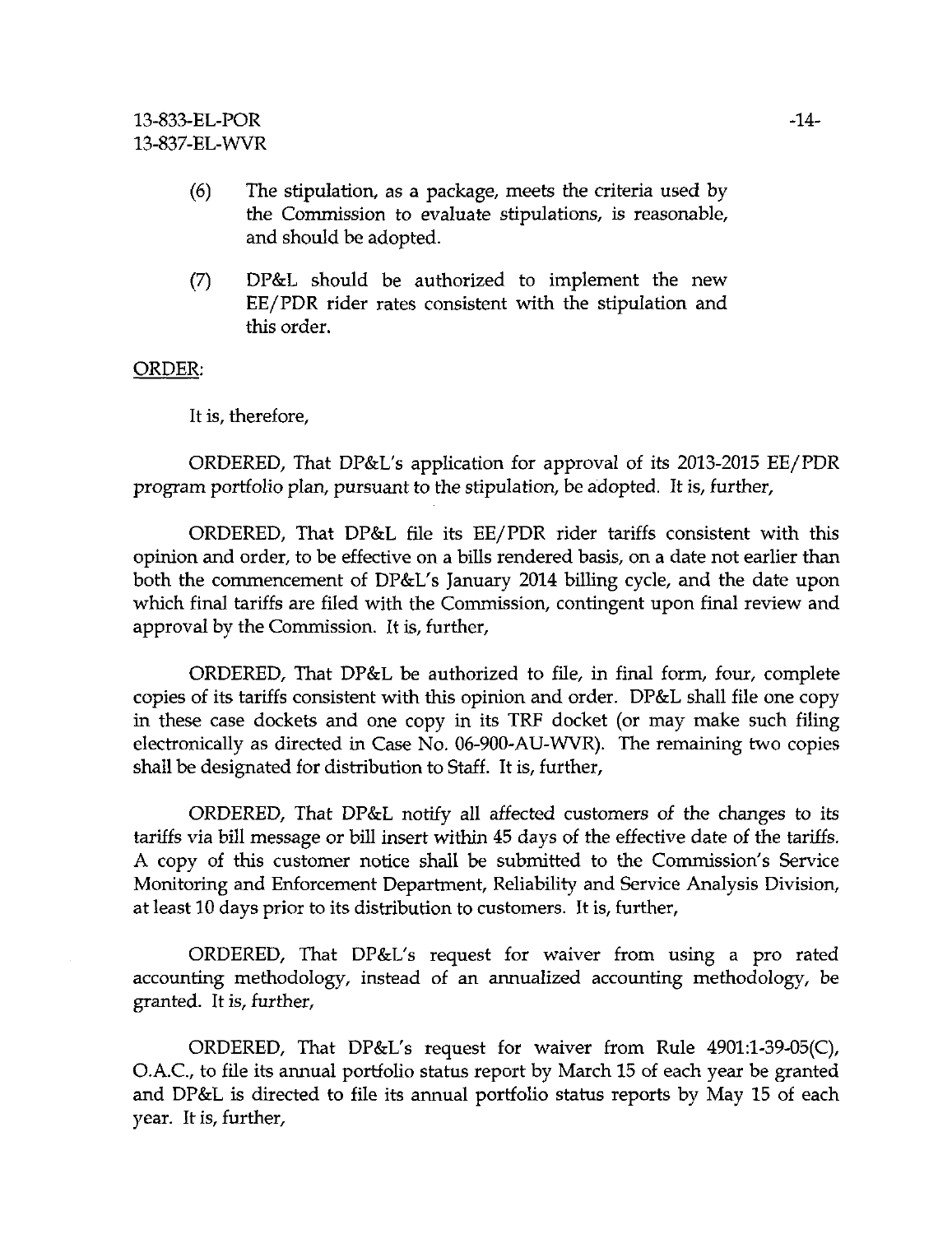(6) The stipulation, as a package, meets the criteria used by the Commission to evaluate stipulations, is reasonable, and should be adopted.

(7) DP&L should be authorized to implement the new EE/PDR rider rates consistent with the stipulation and this order.

ORDER:

It is, therefore,

ORDERED, That DP&L's application for approval of its 2013-2015 EE/PDR program portfolio plan, pursuant to the stipulation, be adopted. It is, further,

ORDERED, That DP&L file its EE/PDR rider tariffs consistent with this opinion and order, to be effective on a bills rendered basis, on a date not earlier than both the commencement of DP&L's January 2014 billing cycle, and the date upon which final tariffs are filed with the Commission, contingent upon final review and approval by the Commission. It is, further,

ORDERED, That DP&L be authorized to file, in final form, four, complete copies of its tariffs consistent with this opinion and order. DP&L shall file one copy in these case dockets and one copy in its TRF docket (or may make such filing electronically as directed in Case No. 06-900-AU-WVR). The remaining two copies shall be designated for distribution to Staff. It is, further,

ORDERED, That DP&L notify all affected customers of the changes to its tariffs via bill message or bill insert within 45 days of the effective date of the tariffs. A copy of this customer notice shall be submitted to the Commission's Service Monitoring and Enforcement Department, Reliability and Service Analysis Division, at least 10 days prior to its distribution to customers. It is, further,

ORDERED, That DP&L's request for waiver from using a pro rated accounting methodology, instead of an annualized accounting methodology, be granted. It is, further,

ORDERED, That DP&L's request for waiver from Rule 4901:1-39-05(C), O.A.C., to file its annual portfolio status report by March 15 of each year be granted and DP&L is directed to file its annual portfolio status reports by May 15 of each year. It is, further,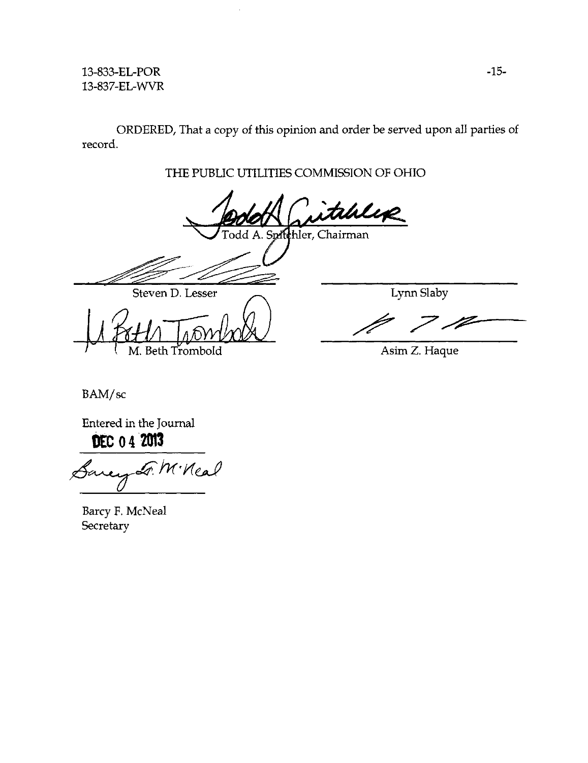13-833-EL-POR
13-837-EL-WVR

ORDERED, That a copy of this opinion and order be served upon all parties of record.

THE PUBLIC UTILITIES COMMISSION OF OHIO

Todd A. Snitchler, Chairman

| | |
|---|---|
| Steven D. Lesser | Lynn Slaby |
| M. Beth Trombold | Asim Z. Haque |

BAM/sc

Entered in the Journal

**DEC 04 2013**

Barcy F. McNeal
Secretary